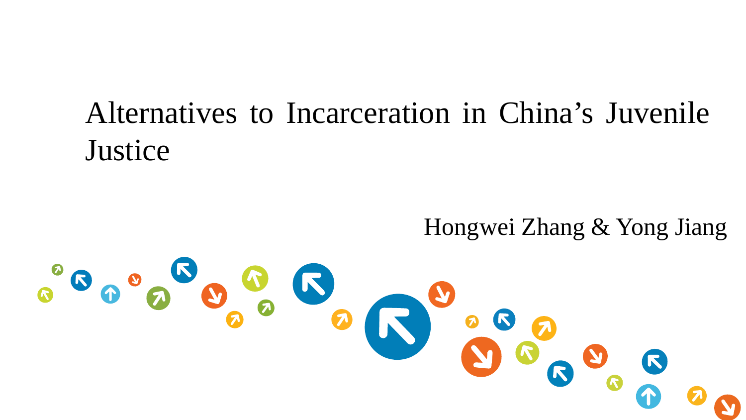# Alternatives to Incarceration in China's Juvenile Justice

Hongwei Zhang & Yong Jiang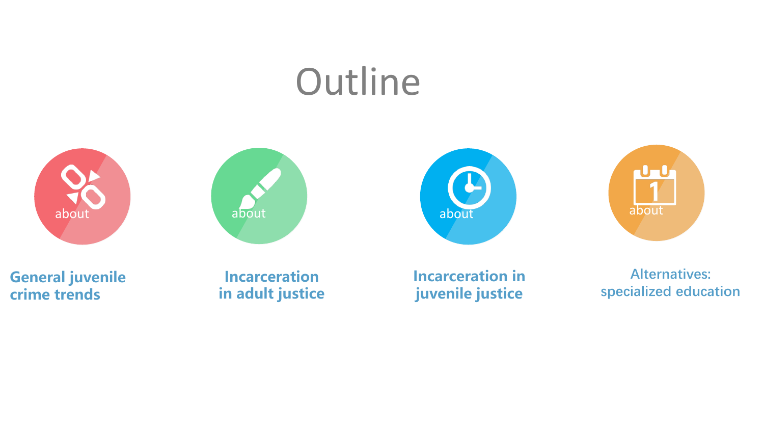# Outline

about

**General juvenile crime trends**

about

**Incarceration in adult justice**

about

**Incarceration in juvenile justice**

about

Alternatives: specialized education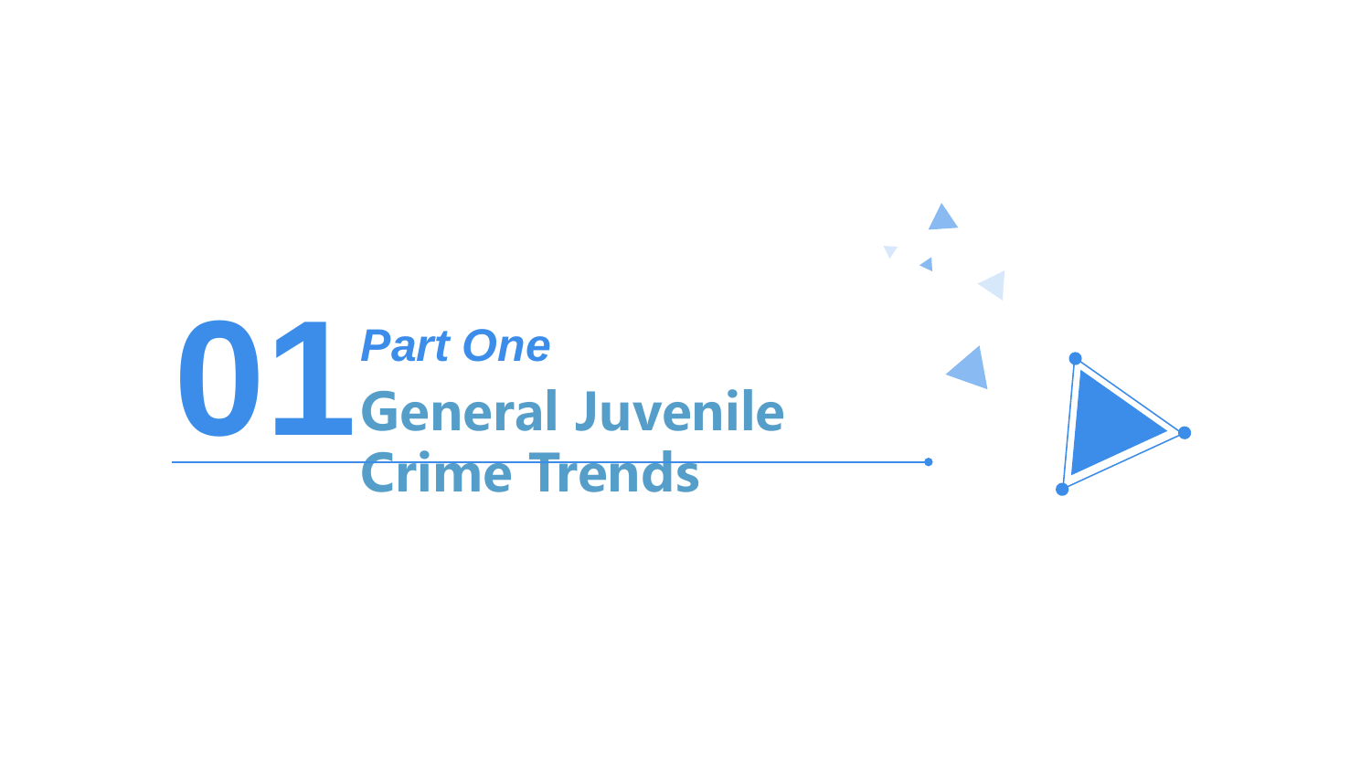# 01 *Part One*

## General Juvenile Crime Trends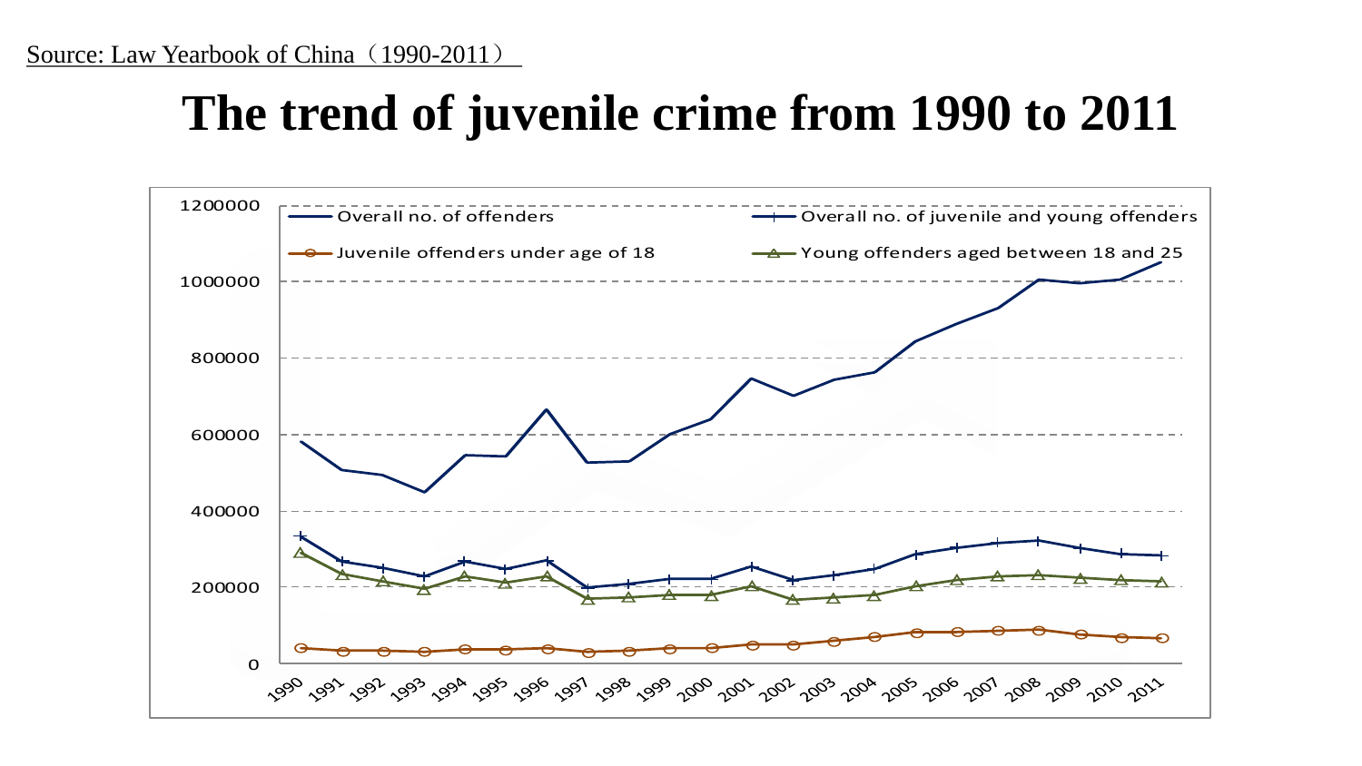Source: Law Yearbook of China（1990-2011）

# The trend of juvenile crime from 1990 to 2011

Overall no. of offenders

Overall no. of juvenile and young offenders

Juvenile offenders under age of 18

Young offenders aged between 18 and 25

1200000

1000000

800000

600000

400000

200000

0

1990 1991 1992 1993 1994 1995 1996 1997 1998 1999 2000 2001 2002 2003 2004 2005 2006 2007 2008 2009 2010 2011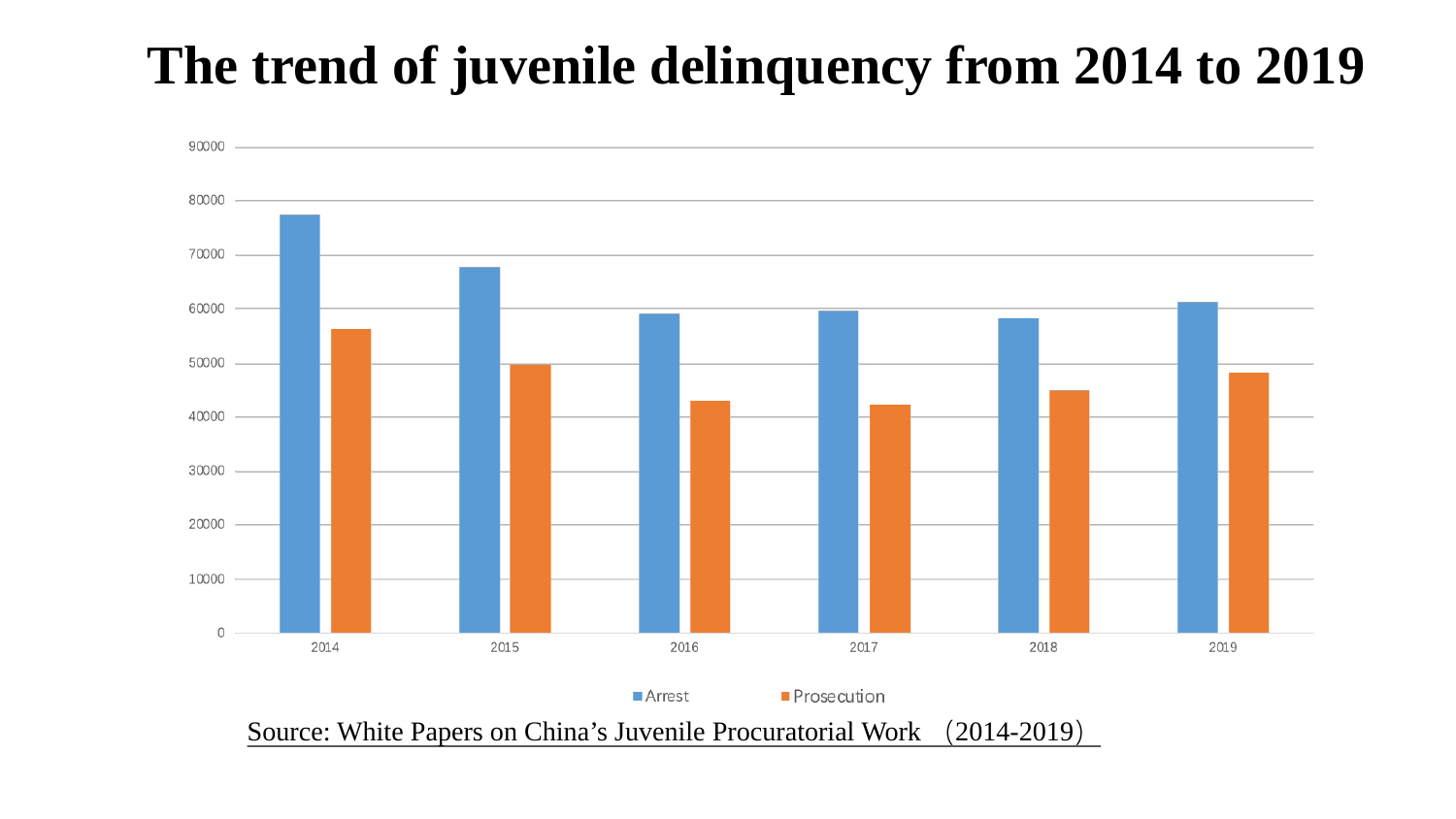# The trend of juvenile delinquency from 2014 to 2019

90000

80000

70000

60000

50000

40000

30000

20000

10000

0

2014 2015 2016 2017 2018 2019

Arrest Prosecution

Source: White Papers on China's Juvenile Procuratorial Work （2014-2019）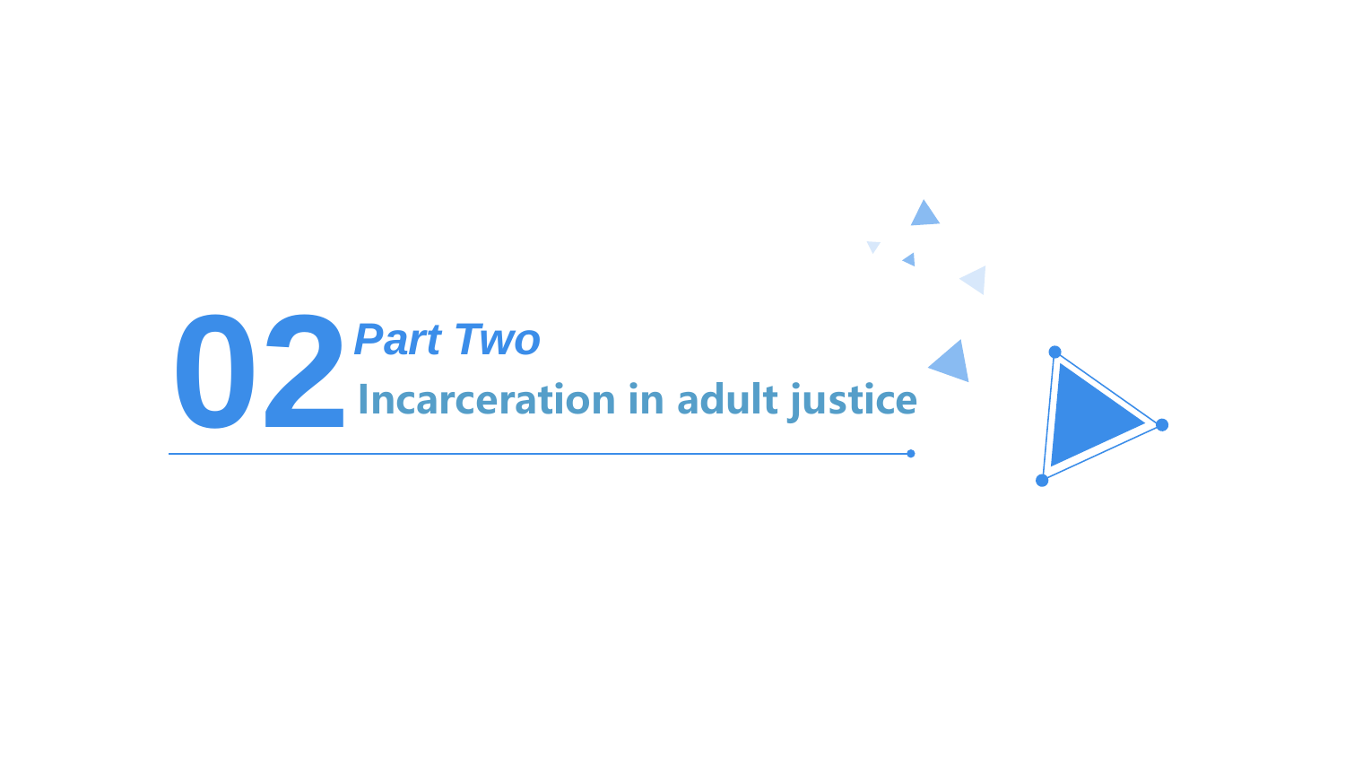# 02 *Part Two*

## Incarceration in adult justice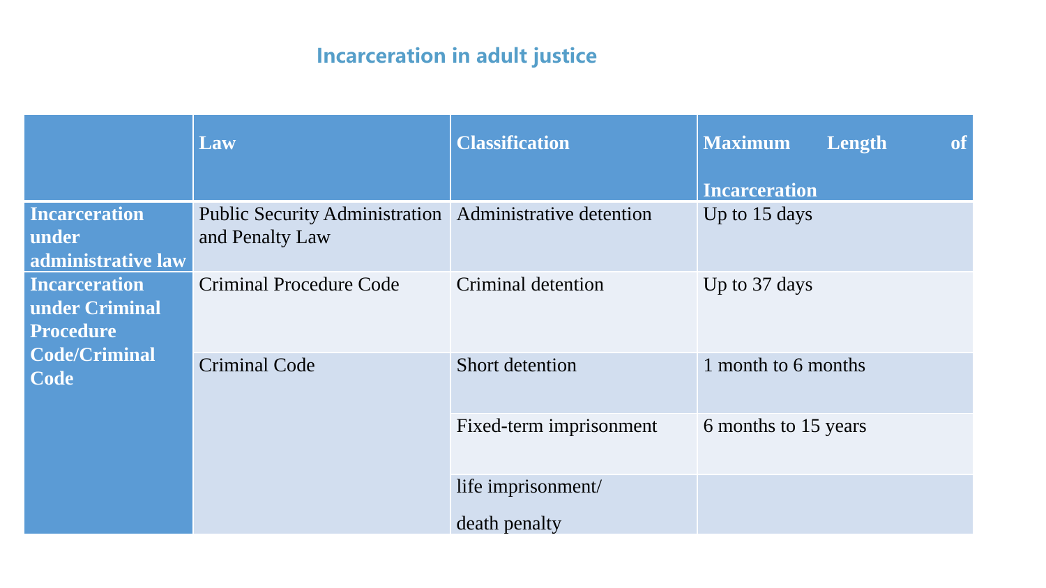## Incarceration in adult justice

| | Law | Classification | Maximum Length of Incarceration |
|---|---|---|---|
| **Incarceration under administrative law** | Public Security Administration and Penalty Law | Administrative detention | Up to 15 days |
| **Incarceration under Criminal Procedure Code/Criminal Code** | Criminal Procedure Code | Criminal detention | Up to 37 days |
| | Criminal Code | Short detention | 1 month to 6 months |
| | | Fixed-term imprisonment | 6 months to 15 years |
| | | life imprisonment/ death penalty | |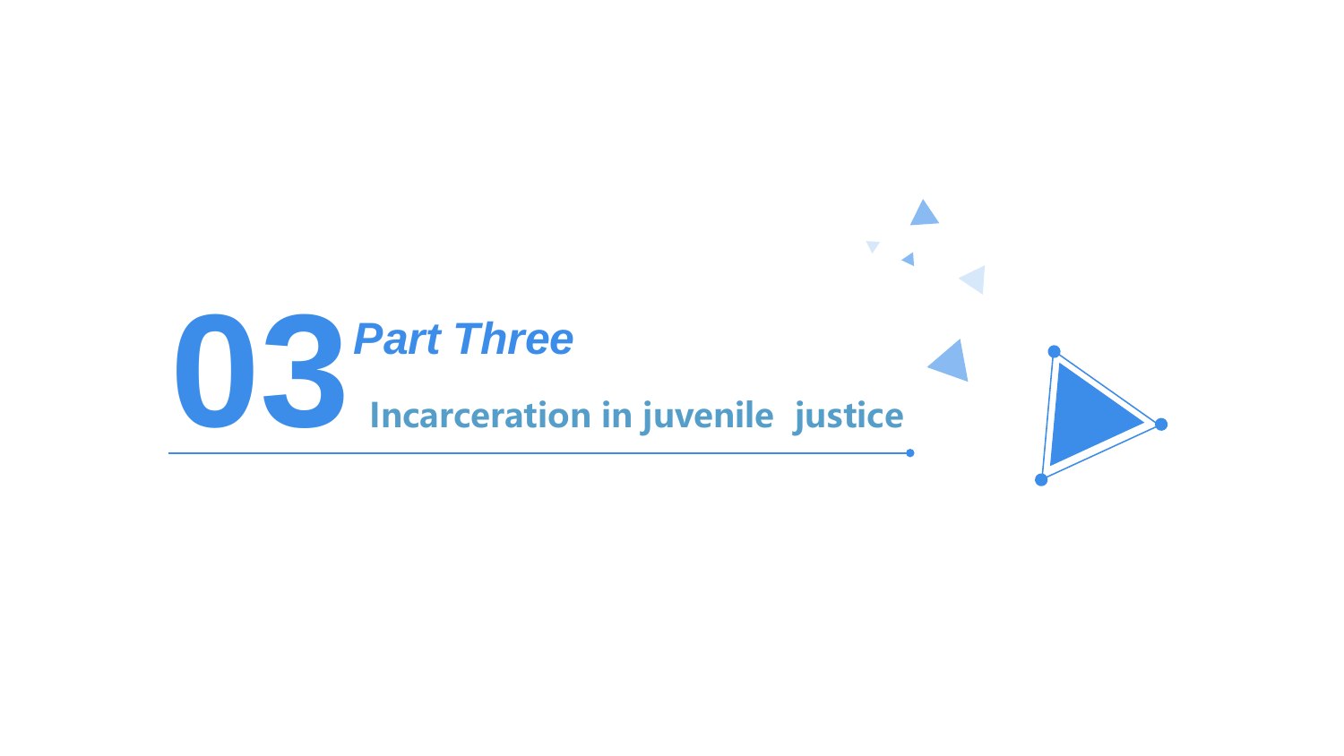# 03 *Part Three*

## Incarceration in juvenile justice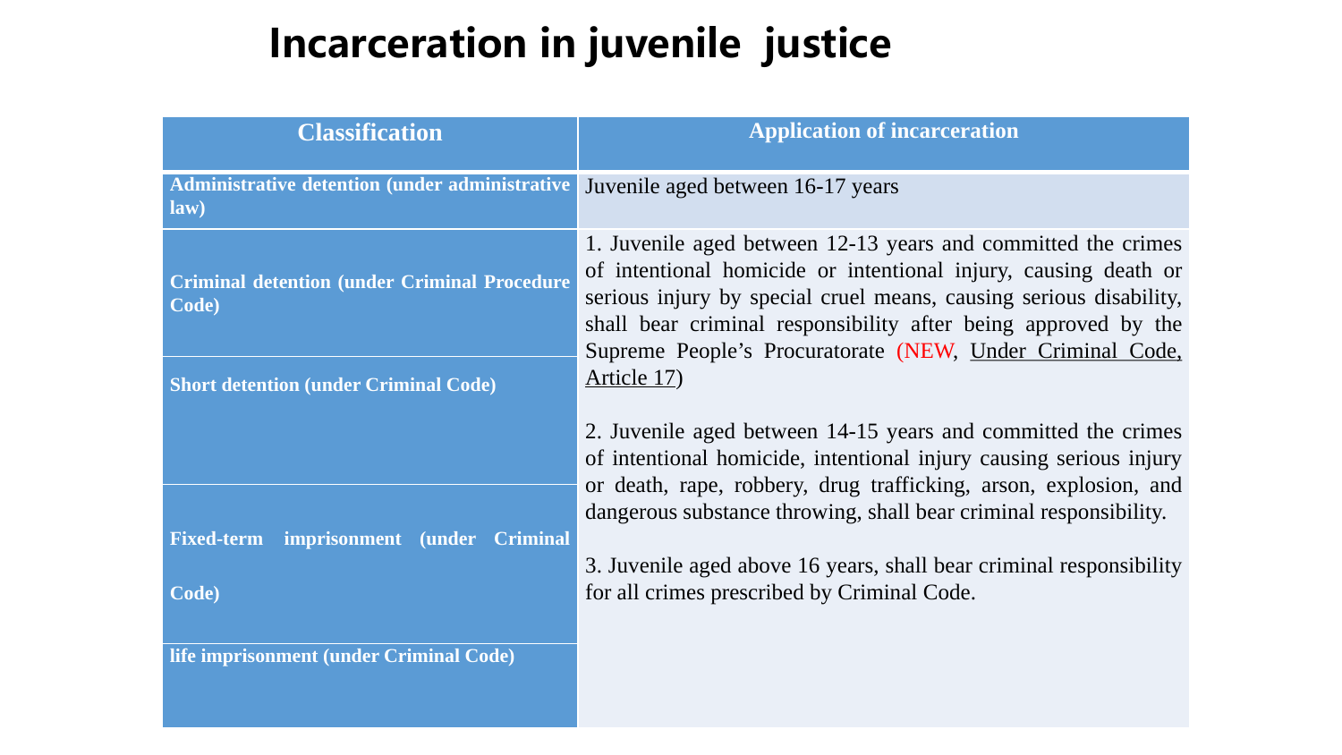# Incarceration in juvenile justice

| Classification | Application of incarceration |
| --- | --- |
| **Administrative detention (under administrative law)** | Juvenile aged between 16-17 years |
| **Criminal detention (under Criminal Procedure Code)** | 1. Juvenile aged between 12-13 years and committed the crimes of intentional homicide or intentional injury, causing death or serious injury by special cruel means, causing serious disability, shall bear criminal responsibility after being approved by the Supreme People's Procuratorate (NEW, Under Criminal Code, Article 17)<br><br>2. Juvenile aged between 14-15 years and committed the crimes of intentional homicide, intentional injury causing serious injury or death, rape, robbery, drug trafficking, arson, explosion, and dangerous substance throwing, shall bear criminal responsibility.<br><br>3. Juvenile aged above 16 years, shall bear criminal responsibility for all crimes prescribed by Criminal Code. |
| **Short detention (under Criminal Code)** | |
| **Fixed-term imprisonment (under Criminal Code)** | |
| **life imprisonment (under Criminal Code)** | |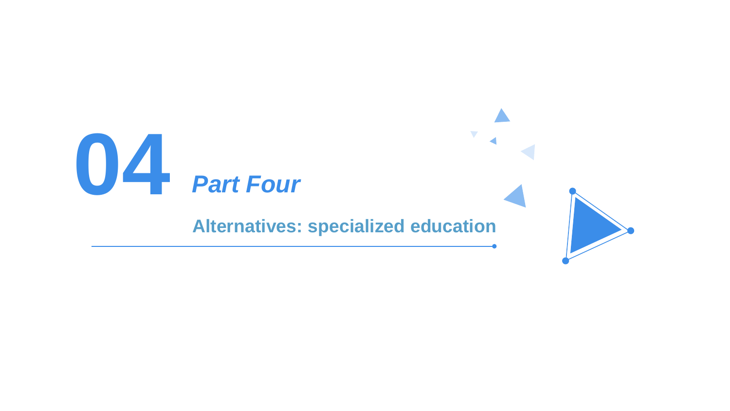# 04 *Part Four*

## Alternatives: specialized education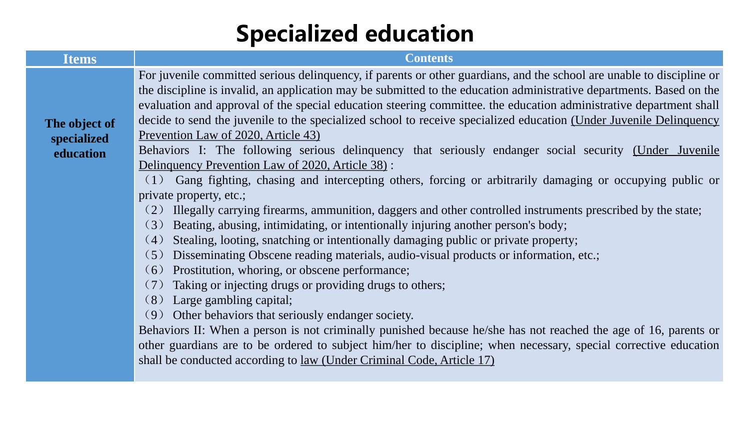# Specialized education

| Items | Contents |
|---|---|
| **The object of specialized education** | For juvenile committed serious delinquency, if parents or other guardians, and the school are unable to discipline or the discipline is invalid, an application may be submitted to the education administrative departments. Based on the evaluation and approval of the special education steering committee. the education administrative department shall decide to send the juvenile to the specialized school to receive specialized education (Under Juvenile Delinquency Prevention Law of 2020, Article 43)<br>Behaviors I: The following serious delinquency that seriously endanger social security (Under Juvenile Delinquency Prevention Law of 2020, Article 38) :<br>（1） Gang fighting, chasing and intercepting others, forcing or arbitrarily damaging or occupying public or private property, etc.;<br>（2） Illegally carrying firearms, ammunition, daggers and other controlled instruments prescribed by the state;<br>（3） Beating, abusing, intimidating, or intentionally injuring another person's body;<br>（4） Stealing, looting, snatching or intentionally damaging public or private property;<br>（5） Disseminating Obscene reading materials, audio-visual products or information, etc.;<br>（6） Prostitution, whoring, or obscene performance;<br>（7） Taking or injecting drugs or providing drugs to others;<br>（8） Large gambling capital;<br>（9） Other behaviors that seriously endanger society.<br>Behaviors II: When a person is not criminally punished because he/she has not reached the age of 16, parents or other guardians are to be ordered to subject him/her to discipline; when necessary, special corrective education shall be conducted according to law (Under Criminal Code, Article 17) |